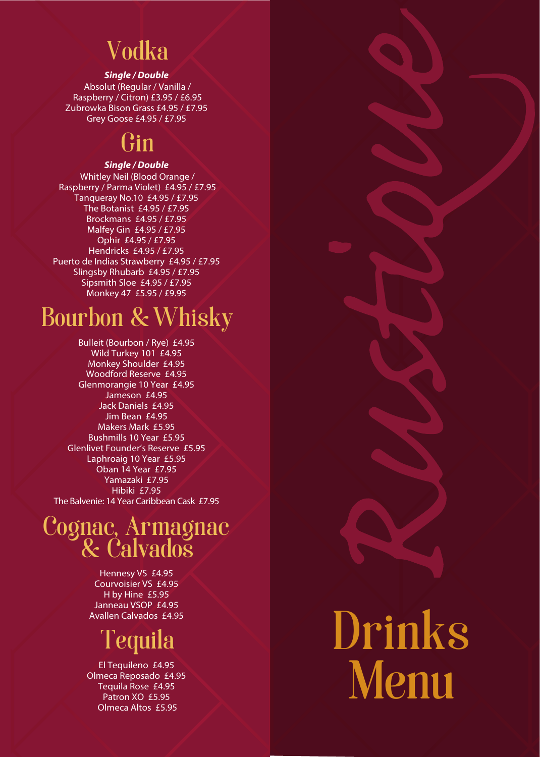# Rustique

# Drinks Menu

## Vodka

***Single / Double***

Absolut (Regular / Vanilla / Raspberry / Citron) £3.95 / £6.95
Zubrowka Bison Grass £4.95 / £7.95
Grey Goose £4.95 / £7.95

## Gin

***Single / Double***

Whitley Neil (Blood Orange / Raspberry / Parma Violet) £4.95 / £7.95
Tanqueray No.10 £4.95 / £7.95
The Botanist £4.95 / £7.95
Brockmans £4.95 / £7.95
Malfey Gin £4.95 / £7.95
Ophir £4.95 / £7.95
Hendricks £4.95 / £7.95
Puerto de Indias Strawberry £4.95 / £7.95
Slingsby Rhubarb £4.95 / £7.95
Sipsmith Sloe £4.95 / £7.95
Monkey 47 £5.95 / £9.95

## Bourbon & Whisky

Bulleit (Bourbon / Rye) £4.95
Wild Turkey 101 £4.95
Monkey Shoulder £4.95
Woodford Reserve £4.95
Glenmorangie 10 Year £4.95
Jameson £4.95
Jack Daniels £4.95
Jim Bean £4.95
Makers Mark £5.95
Bushmills 10 Year £5.95
Glenlivet Founder's Reserve £5.95
Laphroaig 10 Year £5.95
Oban 14 Year £7.95
Yamazaki £7.95
Hibiki £7.95
The Balvenie: 14 Year Caribbean Cask £7.95

## Cognac, Armagnac & Calvados

Hennesy VS £4.95
Courvoisier VS £4.95
H by Hine £5.95
Janneau VSOP £4.95
Avallen Calvados £4.95

## Tequila

El Tequileno £4.95
Olmeca Reposado £4.95
Tequila Rose £4.95
Patron XO £5.95
Olmeca Altos £5.95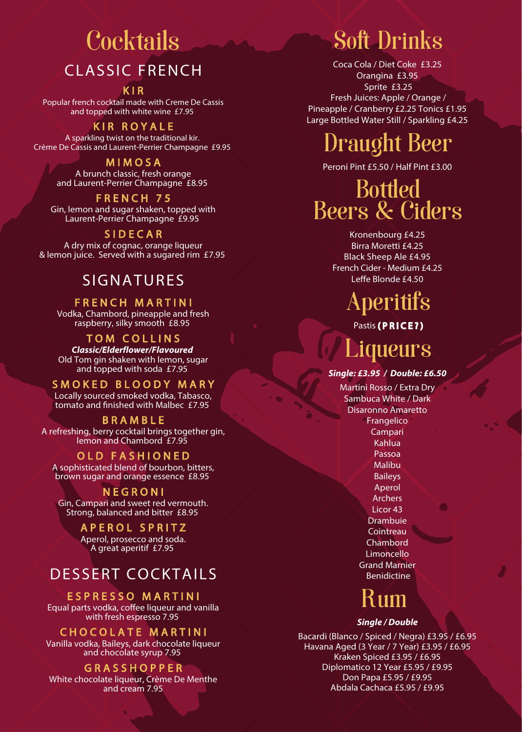# Cocktails

## CLASSIC FRENCH

### KIR

Popular french cocktail made with Creme De Cassis and topped with white wine £7.95

### KIR ROYALE

A sparkling twist on the traditional kir. Crème De Cassis and Laurent-Perrier Champagne £9.95

### MIMOSA

A brunch classic, fresh orange and Laurent-Perrier Champagne £8.95

### FRENCH 75

Gin, lemon and sugar shaken, topped with Laurent-Perrier Champagne £9.95

### SIDECAR

A dry mix of cognac, orange liqueur & lemon juice. Served with a sugared rim £7.95

## SIGNATURES

### FRENCH MARTINI

Vodka, Chambord, pineapple and fresh raspberry, silky smooth £8.95

### TOM COLLINS

***Classic/Elderflower/Flavoured***

Old Tom gin shaken with lemon, sugar and topped with soda £7.95

### SMOKED BLOODY MARY

Locally sourced smoked vodka, Tabasco, tomato and finished with Malbec £7.95

### BRAMBLE

A refreshing, berry cocktail brings together gin, lemon and Chambord £7.95

### OLD FASHIONED

A sophisticated blend of bourbon, bitters, brown sugar and orange essence £8.95

### NEGRONI

Gin, Campari and sweet red vermouth. Strong, balanced and bitter £8.95

### APEROL SPRITZ

Aperol, prosecco and soda. A great aperitif £7.95

## DESSERT COCKTAILS

### ESPRESSO MARTINI

Equal parts vodka, coffee liqueur and vanilla with fresh espresso 7.95

### CHOCOLATE MARTINI

Vanilla vodka, Baileys, dark chocolate liqueur and chocolate syrup 7.95

### GRASSHOPPER

White chocolate liqueur, Crème De Menthe and cream 7.95

# Soft Drinks

Coca Cola / Diet Coke £3.25
Orangina £3.95
Sprite £3.25
Fresh Juices: Apple / Orange / Pineapple / Cranberry £2.25 Tonics £1.95
Large Bottled Water Still / Sparkling £4.25

# Draught Beer

Peroni Pint £5.50 / Half Pint £3.00

# Bottled Beers & Ciders

Kronenbourg £4.25
Birra Moretti £4.25
Black Sheep Ale £4.95
French Cider - Medium £4.25
Leffe Blonde £4.50

# Aperitifs

Pastis **(PRICE?)**

# Liqueurs

***Single: £3.95 / Double: £6.50***

Martini Rosso / Extra Dry
Sambuca White / Dark
Disaronno Amaretto
Frangelico
Campari
Kahlua
Passoa
Malibu
Baileys
Aperol
Archers
Licor 43
Drambuie
Cointreau
Chambord
Limoncello
Grand Marnier
Benidictine

# Rum

***Single / Double***

Bacardi (Blanco / Spiced / Negra) £3.95 / £6.95
Havana Aged (3 Year / 7 Year) £3.95 / £6.95
Kraken Spiced £3.95 / £6.95
Diplomatico 12 Year £5.95 / £9.95
Don Papa £5.95 / £9.95
Abdala Cachaca £5.95 / £9.95